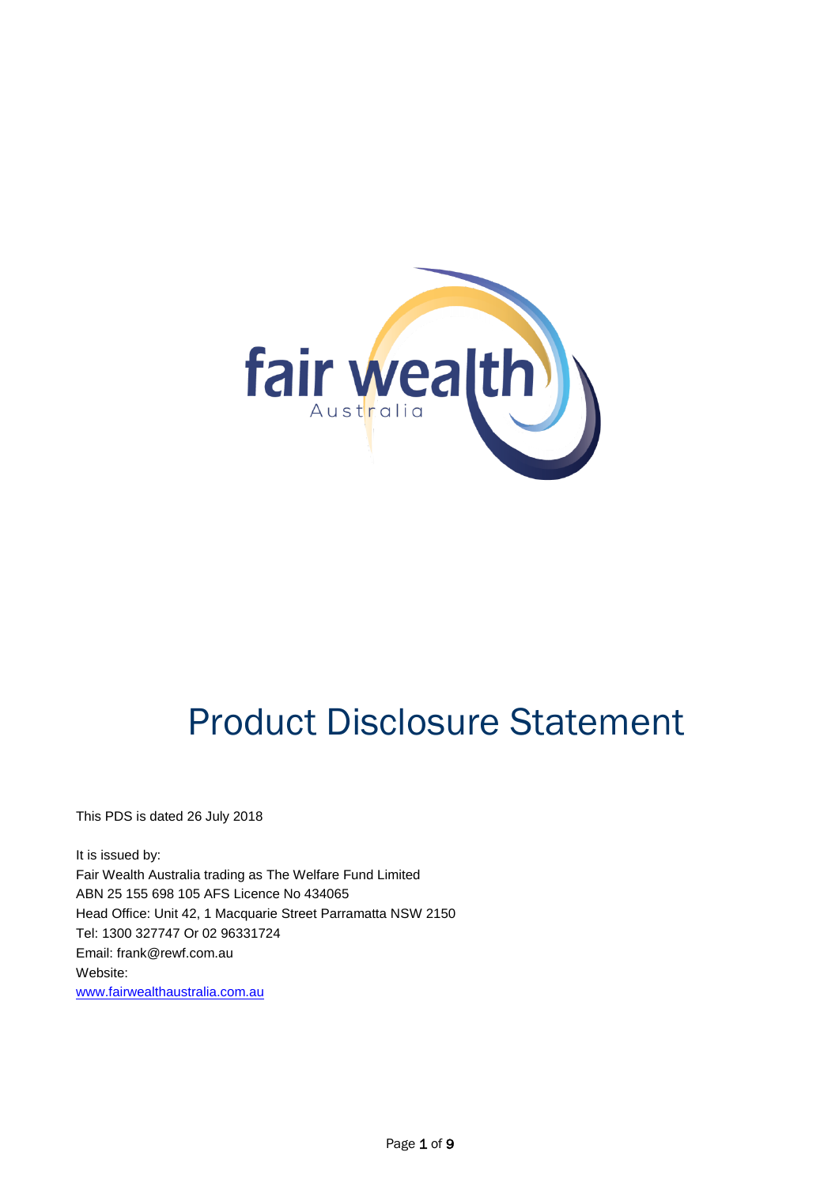# Product Disclosure Statement

This PDS is dated 26 July 2018

It is issued by:
Fair Wealth Australia trading as The Welfare Fund Limited
ABN 25 155 698 105 AFS Licence No 434065
Head Office: Unit 42, 1 Macquarie Street Parramatta NSW 2150
Tel: 1300 327747 Or 02 96331724
Email: frank@rewf.com.au
Website:
www.fairwealthaustralia.com.au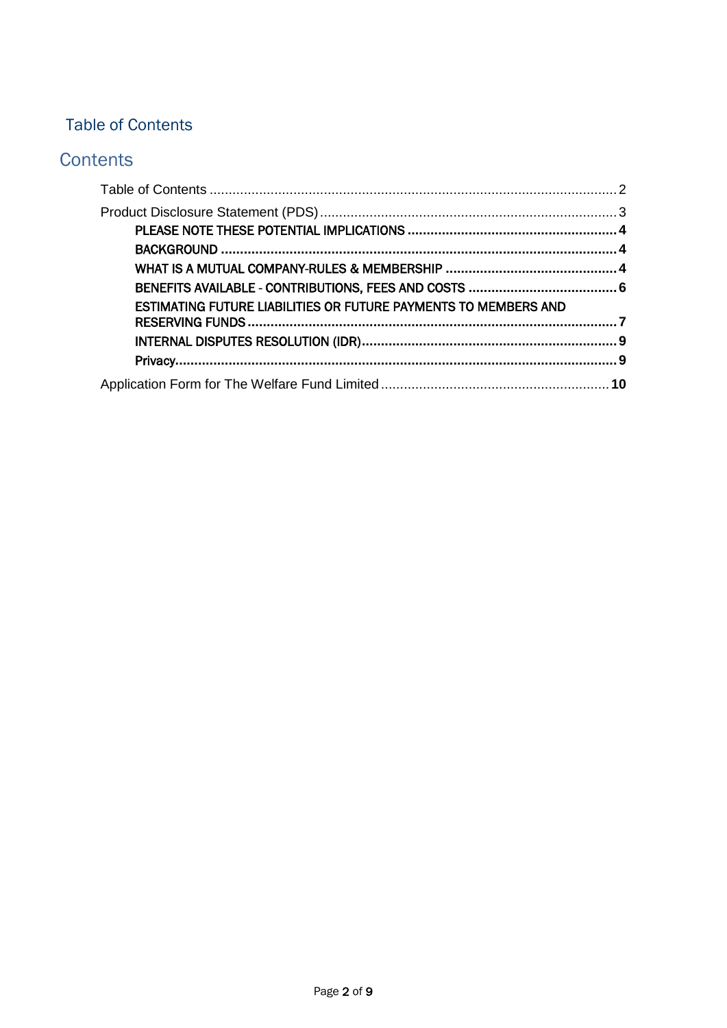## Table of Contents

# Contents

Table of Contents ........................................................................................................... 2

Product Disclosure Statement (PDS) ............................................................................. 3

- **PLEASE NOTE THESE POTENTIAL IMPLICATIONS ...................................................... 4**
- **BACKGROUND ....................................................................................................... 4**
- **WHAT IS A MUTUAL COMPANY-RULES & MEMBERSHIP ............................................ 4**
- **BENEFITS AVAILABLE - CONTRIBUTIONS, FEES AND COSTS ...................................... 6**
- **ESTIMATING FUTURE LIABILITIES OR FUTURE PAYMENTS TO MEMBERS AND RESERVING FUNDS ................................................................................................ 7**
- **INTERNAL DISPUTES RESOLUTION (IDR) .................................................................. 9**
- **Privacy ................................................................................................................... 9**

Application Form for The Welfare Fund Limited ........................................................... **10**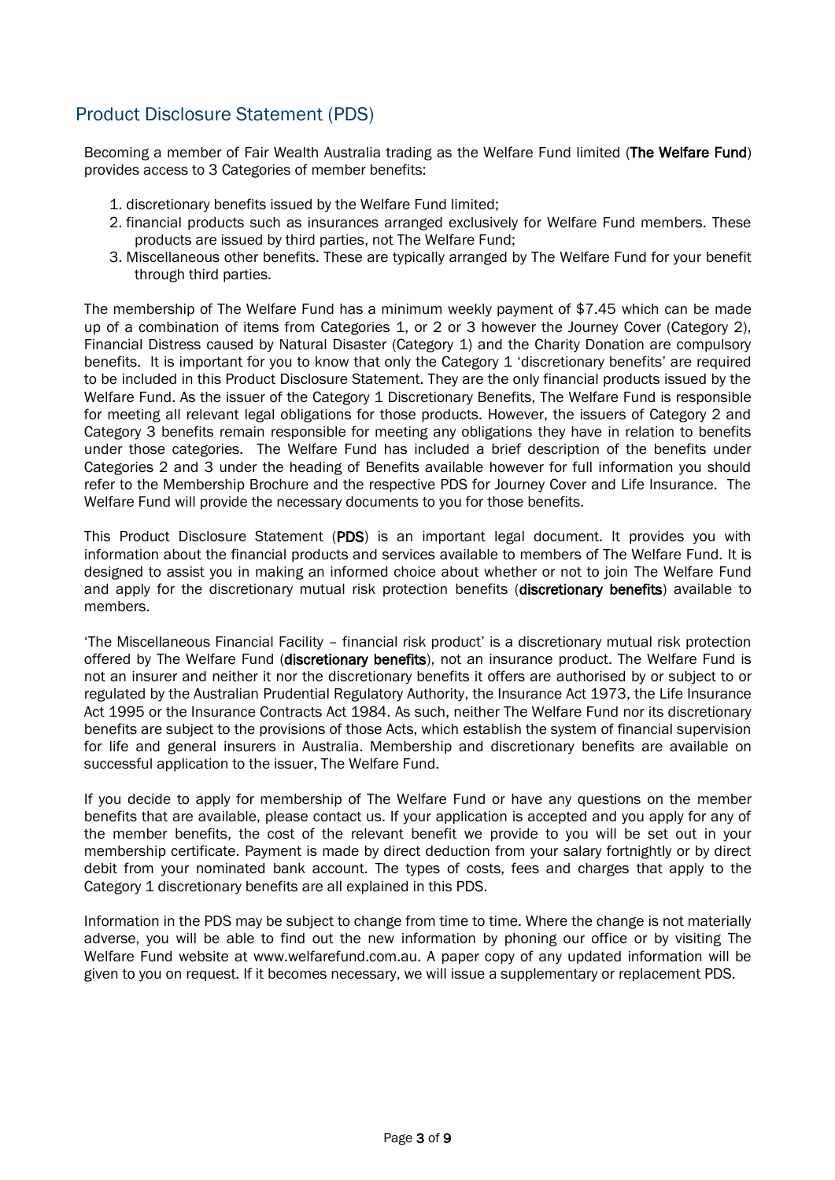## Product Disclosure Statement (PDS)

Becoming a member of Fair Wealth Australia trading as the Welfare Fund limited (**The Welfare Fund**) provides access to 3 Categories of member benefits:

1. discretionary benefits issued by the Welfare Fund limited;
2. financial products such as insurances arranged exclusively for Welfare Fund members. These products are issued by third parties, not The Welfare Fund;
3. Miscellaneous other benefits. These are typically arranged by The Welfare Fund for your benefit through third parties.

The membership of The Welfare Fund has a minimum weekly payment of $7.45 which can be made up of a combination of items from Categories 1, or 2 or 3 however the Journey Cover (Category 2), Financial Distress caused by Natural Disaster (Category 1) and the Charity Donation are compulsory benefits. It is important for you to know that only the Category 1 'discretionary benefits' are required to be included in this Product Disclosure Statement. They are the only financial products issued by the Welfare Fund. As the issuer of the Category 1 Discretionary Benefits, The Welfare Fund is responsible for meeting all relevant legal obligations for those products. However, the issuers of Category 2 and Category 3 benefits remain responsible for meeting any obligations they have in relation to benefits under those categories. The Welfare Fund has included a brief description of the benefits under Categories 2 and 3 under the heading of Benefits available however for full information you should refer to the Membership Brochure and the respective PDS for Journey Cover and Life Insurance. The Welfare Fund will provide the necessary documents to you for those benefits.

This Product Disclosure Statement (**PDS**) is an important legal document. It provides you with information about the financial products and services available to members of The Welfare Fund. It is designed to assist you in making an informed choice about whether or not to join The Welfare Fund and apply for the discretionary mutual risk protection benefits (**discretionary benefits**) available to members.

'The Miscellaneous Financial Facility – financial risk product' is a discretionary mutual risk protection offered by The Welfare Fund (**discretionary benefits**), not an insurance product. The Welfare Fund is not an insurer and neither it nor the discretionary benefits it offers are authorised by or subject to or regulated by the Australian Prudential Regulatory Authority, the Insurance Act 1973, the Life Insurance Act 1995 or the Insurance Contracts Act 1984. As such, neither The Welfare Fund nor its discretionary benefits are subject to the provisions of those Acts, which establish the system of financial supervision for life and general insurers in Australia. Membership and discretionary benefits are available on successful application to the issuer, The Welfare Fund.

If you decide to apply for membership of The Welfare Fund or have any questions on the member benefits that are available, please contact us. If your application is accepted and you apply for any of the member benefits, the cost of the relevant benefit we provide to you will be set out in your membership certificate. Payment is made by direct deduction from your salary fortnightly or by direct debit from your nominated bank account. The types of costs, fees and charges that apply to the Category 1 discretionary benefits are all explained in this PDS.

Information in the PDS may be subject to change from time to time. Where the change is not materially adverse, you will be able to find out the new information by phoning our office or by visiting The Welfare Fund website at www.welfarefund.com.au. A paper copy of any updated information will be given to you on request. If it becomes necessary, we will issue a supplementary or replacement PDS.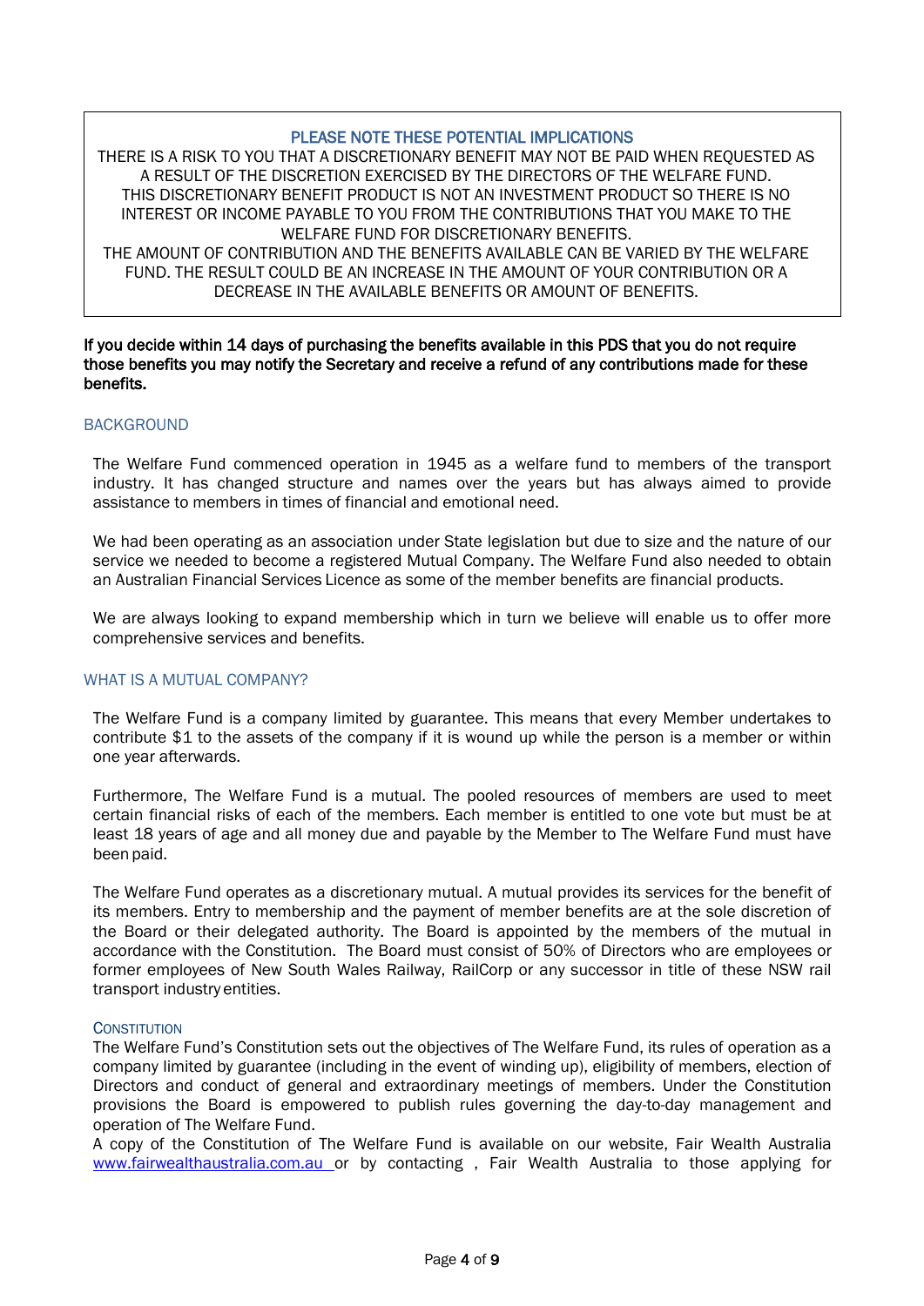**PLEASE NOTE THESE POTENTIAL IMPLICATIONS**

THERE IS A RISK TO YOU THAT A DISCRETIONARY BENEFIT MAY NOT BE PAID WHEN REQUESTED AS A RESULT OF THE DISCRETION EXERCISED BY THE DIRECTORS OF THE WELFARE FUND.
THIS DISCRETIONARY BENEFIT PRODUCT IS NOT AN INVESTMENT PRODUCT SO THERE IS NO INTEREST OR INCOME PAYABLE TO YOU FROM THE CONTRIBUTIONS THAT YOU MAKE TO THE WELFARE FUND FOR DISCRETIONARY BENEFITS.
THE AMOUNT OF CONTRIBUTION AND THE BENEFITS AVAILABLE CAN BE VARIED BY THE WELFARE FUND. THE RESULT COULD BE AN INCREASE IN THE AMOUNT OF YOUR CONTRIBUTION OR A DECREASE IN THE AVAILABLE BENEFITS OR AMOUNT OF BENEFITS.

**If you decide within 14 days of purchasing the benefits available in this PDS that you do not require those benefits you may notify the Secretary and receive a refund of any contributions made for these benefits.**

## BACKGROUND

The Welfare Fund commenced operation in 1945 as a welfare fund to members of the transport industry. It has changed structure and names over the years but has always aimed to provide assistance to members in times of financial and emotional need.

We had been operating as an association under State legislation but due to size and the nature of our service we needed to become a registered Mutual Company. The Welfare Fund also needed to obtain an Australian Financial Services Licence as some of the member benefits are financial products.

We are always looking to expand membership which in turn we believe will enable us to offer more comprehensive services and benefits.

## WHAT IS A MUTUAL COMPANY?

The Welfare Fund is a company limited by guarantee. This means that every Member undertakes to contribute $1 to the assets of the company if it is wound up while the person is a member or within one year afterwards.

Furthermore, The Welfare Fund is a mutual. The pooled resources of members are used to meet certain financial risks of each of the members. Each member is entitled to one vote but must be at least 18 years of age and all money due and payable by the Member to The Welfare Fund must have been paid.

The Welfare Fund operates as a discretionary mutual. A mutual provides its services for the benefit of its members. Entry to membership and the payment of member benefits are at the sole discretion of the Board or their delegated authority. The Board is appointed by the members of the mutual in accordance with the Constitution. The Board must consist of 50% of Directors who are employees or former employees of New South Wales Railway, RailCorp or any successor in title of these NSW rail transport industry entities.

### CONSTITUTION

The Welfare Fund's Constitution sets out the objectives of The Welfare Fund, its rules of operation as a company limited by guarantee (including in the event of winding up), eligibility of members, election of Directors and conduct of general and extraordinary meetings of members. Under the Constitution provisions the Board is empowered to publish rules governing the day-to-day management and operation of The Welfare Fund.
A copy of the Constitution of The Welfare Fund is available on our website, Fair Wealth Australia www.fairwealthaustralia.com.au or by contacting , Fair Wealth Australia to those applying for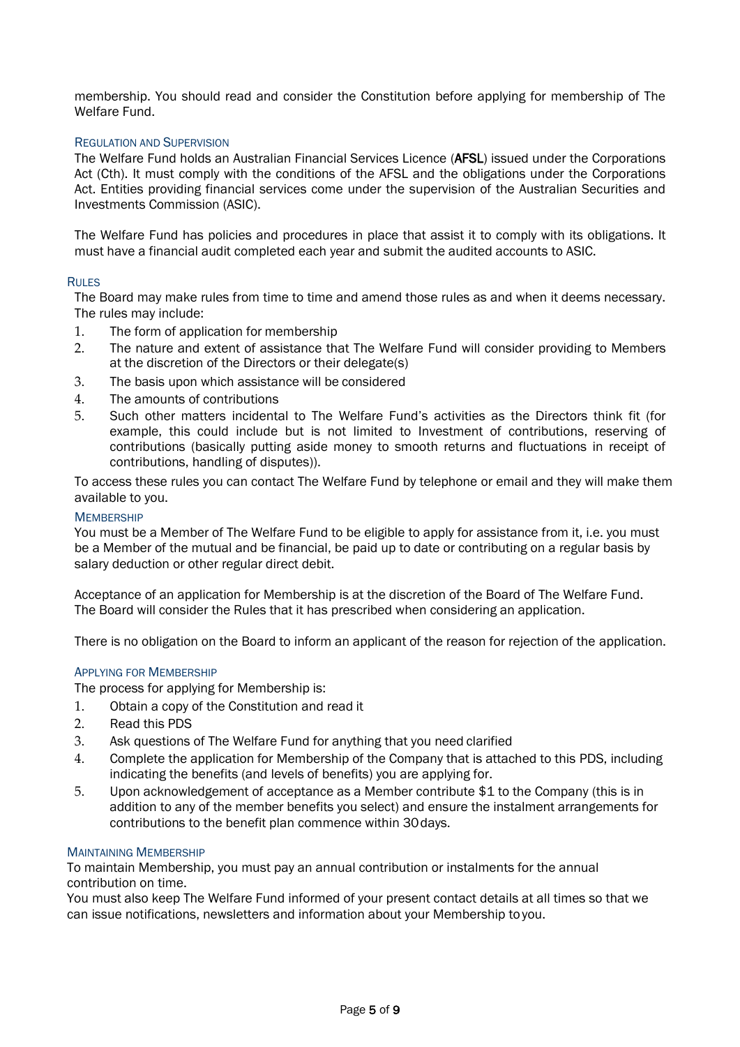membership. You should read and consider the Constitution before applying for membership of The Welfare Fund.

### Regulation and Supervision

The Welfare Fund holds an Australian Financial Services Licence (**AFSL**) issued under the Corporations Act (Cth). It must comply with the conditions of the AFSL and the obligations under the Corporations Act. Entities providing financial services come under the supervision of the Australian Securities and Investments Commission (ASIC).

The Welfare Fund has policies and procedures in place that assist it to comply with its obligations. It must have a financial audit completed each year and submit the audited accounts to ASIC.

### Rules

The Board may make rules from time to time and amend those rules as and when it deems necessary. The rules may include:

1. The form of application for membership
2. The nature and extent of assistance that The Welfare Fund will consider providing to Members at the discretion of the Directors or their delegate(s)
3. The basis upon which assistance will be considered
4. The amounts of contributions
5. Such other matters incidental to The Welfare Fund's activities as the Directors think fit (for example, this could include but is not limited to Investment of contributions, reserving of contributions (basically putting aside money to smooth returns and fluctuations in receipt of contributions, handling of disputes)).

To access these rules you can contact The Welfare Fund by telephone or email and they will make them available to you.

### Membership

You must be a Member of The Welfare Fund to be eligible to apply for assistance from it, i.e. you must be a Member of the mutual and be financial, be paid up to date or contributing on a regular basis by salary deduction or other regular direct debit.

Acceptance of an application for Membership is at the discretion of the Board of The Welfare Fund. The Board will consider the Rules that it has prescribed when considering an application.

There is no obligation on the Board to inform an applicant of the reason for rejection of the application.

### Applying for Membership

The process for applying for Membership is:

1. Obtain a copy of the Constitution and read it
2. Read this PDS
3. Ask questions of The Welfare Fund for anything that you need clarified
4. Complete the application for Membership of the Company that is attached to this PDS, including indicating the benefits (and levels of benefits) you are applying for.
5. Upon acknowledgement of acceptance as a Member contribute $1 to the Company (this is in addition to any of the member benefits you select) and ensure the instalment arrangements for contributions to the benefit plan commence within 30 days.

### Maintaining Membership

To maintain Membership, you must pay an annual contribution or instalments for the annual contribution on time.
You must also keep The Welfare Fund informed of your present contact details at all times so that we can issue notifications, newsletters and information about your Membership to you.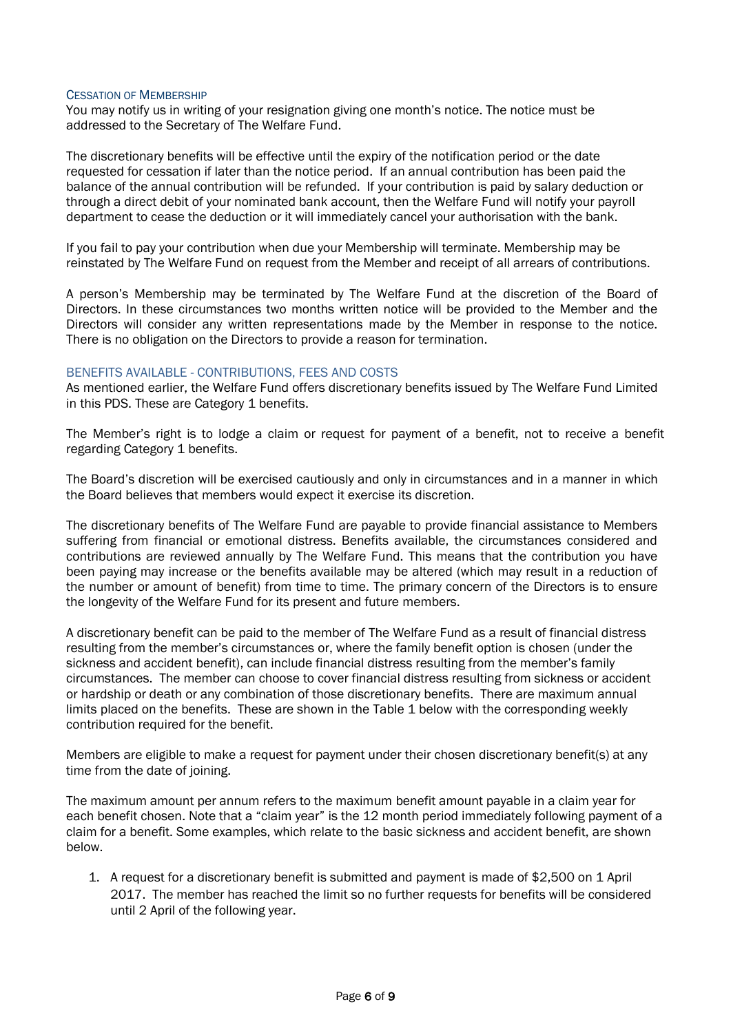## Cessation of Membership

You may notify us in writing of your resignation giving one month's notice. The notice must be addressed to the Secretary of The Welfare Fund.

The discretionary benefits will be effective until the expiry of the notification period or the date requested for cessation if later than the notice period. If an annual contribution has been paid the balance of the annual contribution will be refunded. If your contribution is paid by salary deduction or through a direct debit of your nominated bank account, then the Welfare Fund will notify your payroll department to cease the deduction or it will immediately cancel your authorisation with the bank.

If you fail to pay your contribution when due your Membership will terminate. Membership may be reinstated by The Welfare Fund on request from the Member and receipt of all arrears of contributions.

A person's Membership may be terminated by The Welfare Fund at the discretion of the Board of Directors. In these circumstances two months written notice will be provided to the Member and the Directors will consider any written representations made by the Member in response to the notice. There is no obligation on the Directors to provide a reason for termination.

## BENEFITS AVAILABLE - CONTRIBUTIONS, FEES AND COSTS

As mentioned earlier, the Welfare Fund offers discretionary benefits issued by The Welfare Fund Limited in this PDS. These are Category 1 benefits.

The Member's right is to lodge a claim or request for payment of a benefit, not to receive a benefit regarding Category 1 benefits.

The Board's discretion will be exercised cautiously and only in circumstances and in a manner in which the Board believes that members would expect it exercise its discretion.

The discretionary benefits of The Welfare Fund are payable to provide financial assistance to Members suffering from financial or emotional distress. Benefits available, the circumstances considered and contributions are reviewed annually by The Welfare Fund. This means that the contribution you have been paying may increase or the benefits available may be altered (which may result in a reduction of the number or amount of benefit) from time to time. The primary concern of the Directors is to ensure the longevity of the Welfare Fund for its present and future members.

A discretionary benefit can be paid to the member of The Welfare Fund as a result of financial distress resulting from the member's circumstances or, where the family benefit option is chosen (under the sickness and accident benefit), can include financial distress resulting from the member's family circumstances. The member can choose to cover financial distress resulting from sickness or accident or hardship or death or any combination of those discretionary benefits. There are maximum annual limits placed on the benefits. These are shown in the Table 1 below with the corresponding weekly contribution required for the benefit.

Members are eligible to make a request for payment under their chosen discretionary benefit(s) at any time from the date of joining.

The maximum amount per annum refers to the maximum benefit amount payable in a claim year for each benefit chosen. Note that a "claim year" is the 12 month period immediately following payment of a claim for a benefit. Some examples, which relate to the basic sickness and accident benefit, are shown below.

1. A request for a discretionary benefit is submitted and payment is made of $2,500 on 1 April 2017. The member has reached the limit so no further requests for benefits will be considered until 2 April of the following year.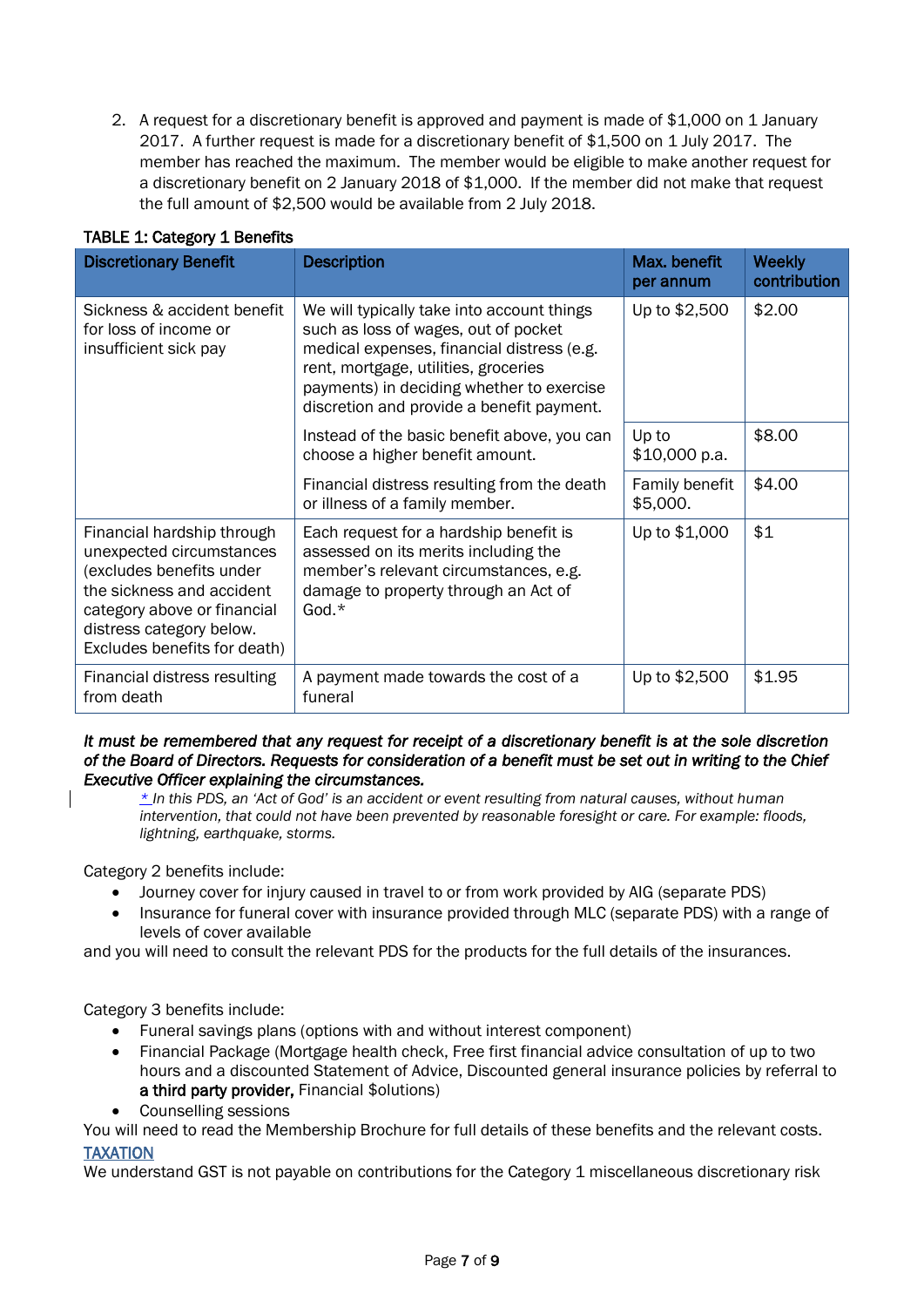2. A request for a discretionary benefit is approved and payment is made of $1,000 on 1 January 2017. A further request is made for a discretionary benefit of $1,500 on 1 July 2017. The member has reached the maximum. The member would be eligible to make another request for a discretionary benefit on 2 January 2018 of $1,000. If the member did not make that request the full amount of $2,500 would be available from 2 July 2018.

TABLE 1: Category 1 Benefits

| Discretionary Benefit | Description | Max. benefit per annum | Weekly contribution |
|---|---|---|---|
| Sickness & accident benefit for loss of income or insufficient sick pay | We will typically take into account things such as loss of wages, out of pocket medical expenses, financial distress (e.g. rent, mortgage, utilities, groceries payments) in deciding whether to exercise discretion and provide a benefit payment. | Up to $2,500 | $2.00 |
| | Instead of the basic benefit above, you can choose a higher benefit amount. | Up to $10,000 p.a. | $8.00 |
| | Financial distress resulting from the death or illness of a family member. | Family benefit $5,000. | $4.00 |
| Financial hardship through unexpected circumstances (excludes benefits under the sickness and accident category above or financial distress category below. Excludes benefits for death) | Each request for a hardship benefit is assessed on its merits including the member's relevant circumstances, e.g. damage to property through an Act of God.* | Up to $1,000 | $1 |
| Financial distress resulting from death | A payment made towards the cost of a funeral | Up to $2,500 | $1.95 |

***It must be remembered that any request for receipt of a discretionary benefit is at the sole discretion of the Board of Directors. Requests for consideration of a benefit must be set out in writing to the Chief Executive Officer explaining the circumstances.***

*\* In this PDS, an 'Act of God' is an accident or event resulting from natural causes, without human intervention, that could not have been prevented by reasonable foresight or care. For example: floods, lightning, earthquake, storms.*

Category 2 benefits include:

- Journey cover for injury caused in travel to or from work provided by AIG (separate PDS)
- Insurance for funeral cover with insurance provided through MLC (separate PDS) with a range of levels of cover available

and you will need to consult the relevant PDS for the products for the full details of the insurances.

Category 3 benefits include:

- Funeral savings plans (options with and without interest component)
- Financial Package (Mortgage health check, Free first financial advice consultation of up to two hours and a discounted Statement of Advice, Discounted general insurance policies by referral to **a third party provider,** Financial $olutions)
- Counselling sessions

You will need to read the Membership Brochure for full details of these benefits and the relevant costs.

TAXATION

We understand GST is not payable on contributions for the Category 1 miscellaneous discretionary risk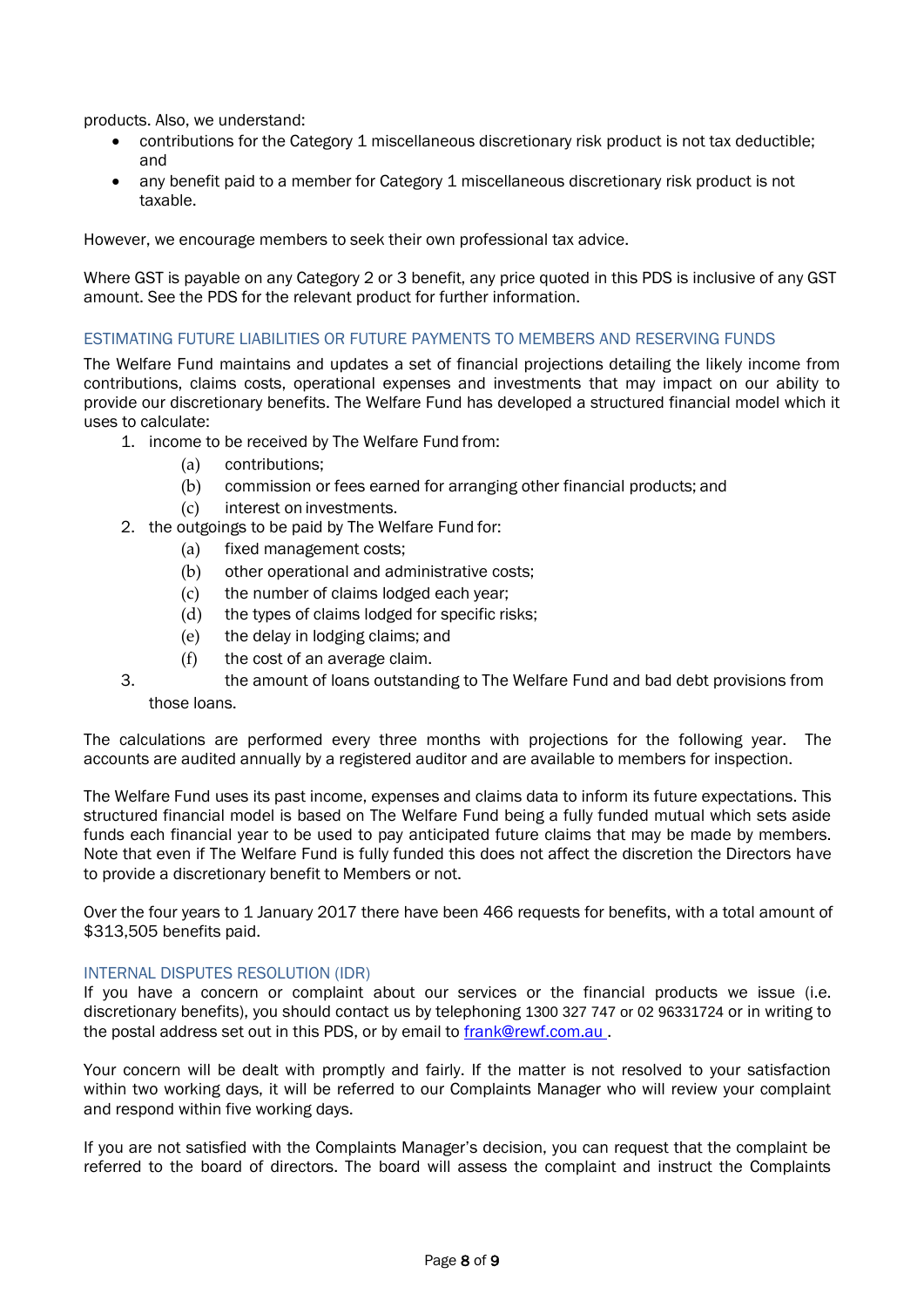products. Also, we understand:

- contributions for the Category 1 miscellaneous discretionary risk product is not tax deductible; and
- any benefit paid to a member for Category 1 miscellaneous discretionary risk product is not taxable.

However, we encourage members to seek their own professional tax advice.

Where GST is payable on any Category 2 or 3 benefit, any price quoted in this PDS is inclusive of any GST amount. See the PDS for the relevant product for further information.

## ESTIMATING FUTURE LIABILITIES OR FUTURE PAYMENTS TO MEMBERS AND RESERVING FUNDS

The Welfare Fund maintains and updates a set of financial projections detailing the likely income from contributions, claims costs, operational expenses and investments that may impact on our ability to provide our discretionary benefits. The Welfare Fund has developed a structured financial model which it uses to calculate:

1. income to be received by The Welfare Fund from:
   (a) contributions;
   (b) commission or fees earned for arranging other financial products; and
   (c) interest on investments.
2. the outgoings to be paid by The Welfare Fund for:
   (a) fixed management costs;
   (b) other operational and administrative costs;
   (c) the number of claims lodged each year;
   (d) the types of claims lodged for specific risks;
   (e) the delay in lodging claims; and
   (f) the cost of an average claim.
3. the amount of loans outstanding to The Welfare Fund and bad debt provisions from those loans.

The calculations are performed every three months with projections for the following year. The accounts are audited annually by a registered auditor and are available to members for inspection.

The Welfare Fund uses its past income, expenses and claims data to inform its future expectations. This structured financial model is based on The Welfare Fund being a fully funded mutual which sets aside funds each financial year to be used to pay anticipated future claims that may be made by members. Note that even if The Welfare Fund is fully funded this does not affect the discretion the Directors have to provide a discretionary benefit to Members or not.

Over the four years to 1 January 2017 there have been 466 requests for benefits, with a total amount of $313,505 benefits paid.

## INTERNAL DISPUTES RESOLUTION (IDR)

If you have a concern or complaint about our services or the financial products we issue (i.e. discretionary benefits), you should contact us by telephoning 1300 327 747 or 02 96331724 or in writing to the postal address set out in this PDS, or by email to [frank@rewf.com.au](mailto:frank@rewf.com.au).

Your concern will be dealt with promptly and fairly. If the matter is not resolved to your satisfaction within two working days, it will be referred to our Complaints Manager who will review your complaint and respond within five working days.

If you are not satisfied with the Complaints Manager's decision, you can request that the complaint be referred to the board of directors. The board will assess the complaint and instruct the Complaints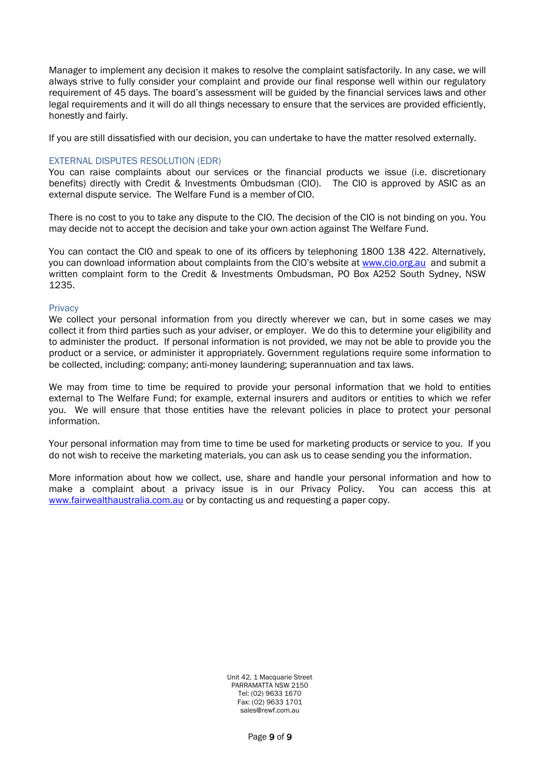Manager to implement any decision it makes to resolve the complaint satisfactorily. In any case, we will always strive to fully consider your complaint and provide our final response well within our regulatory requirement of 45 days. The board's assessment will be guided by the financial services laws and other legal requirements and it will do all things necessary to ensure that the services are provided efficiently, honestly and fairly.

If you are still dissatisfied with our decision, you can undertake to have the matter resolved externally.

### EXTERNAL DISPUTES RESOLUTION (EDR)

You can raise complaints about our services or the financial products we issue (i.e. discretionary benefits) directly with Credit & Investments Ombudsman (CIO). The CIO is approved by ASIC as an external dispute service. The Welfare Fund is a member of CIO.

There is no cost to you to take any dispute to the CIO. The decision of the CIO is not binding on you. You may decide not to accept the decision and take your own action against The Welfare Fund.

You can contact the CIO and speak to one of its officers by telephoning 1800 138 422. Alternatively, you can download information about complaints from the CIO's website at [www.cio.org.au](http://www.cio.org.au) and submit a written complaint form to the Credit & Investments Ombudsman, PO Box A252 South Sydney, NSW 1235.

### Privacy

We collect your personal information from you directly wherever we can, but in some cases we may collect it from third parties such as your adviser, or employer. We do this to determine your eligibility and to administer the product. If personal information is not provided, we may not be able to provide you the product or a service, or administer it appropriately. Government regulations require some information to be collected, including: company; anti-money laundering; superannuation and tax laws.

We may from time to time be required to provide your personal information that we hold to entities external to The Welfare Fund; for example, external insurers and auditors or entities to which we refer you. We will ensure that those entities have the relevant policies in place to protect your personal information.

Your personal information may from time to time be used for marketing products or service to you. If you do not wish to receive the marketing materials, you can ask us to cease sending you the information.

More information about how we collect, use, share and handle your personal information and how to make a complaint about a privacy issue is in our Privacy Policy. You can access this at [www.fairwealthaustralia.com.au](http://www.fairwealthaustralia.com.au) or by contacting us and requesting a paper copy.

Unit 42, 1 Macquarie Street
PARRAMATTA NSW 2150
Tel: (02) 9633 1670
Fax: (02) 9633 1701
sales@rewf.com.au